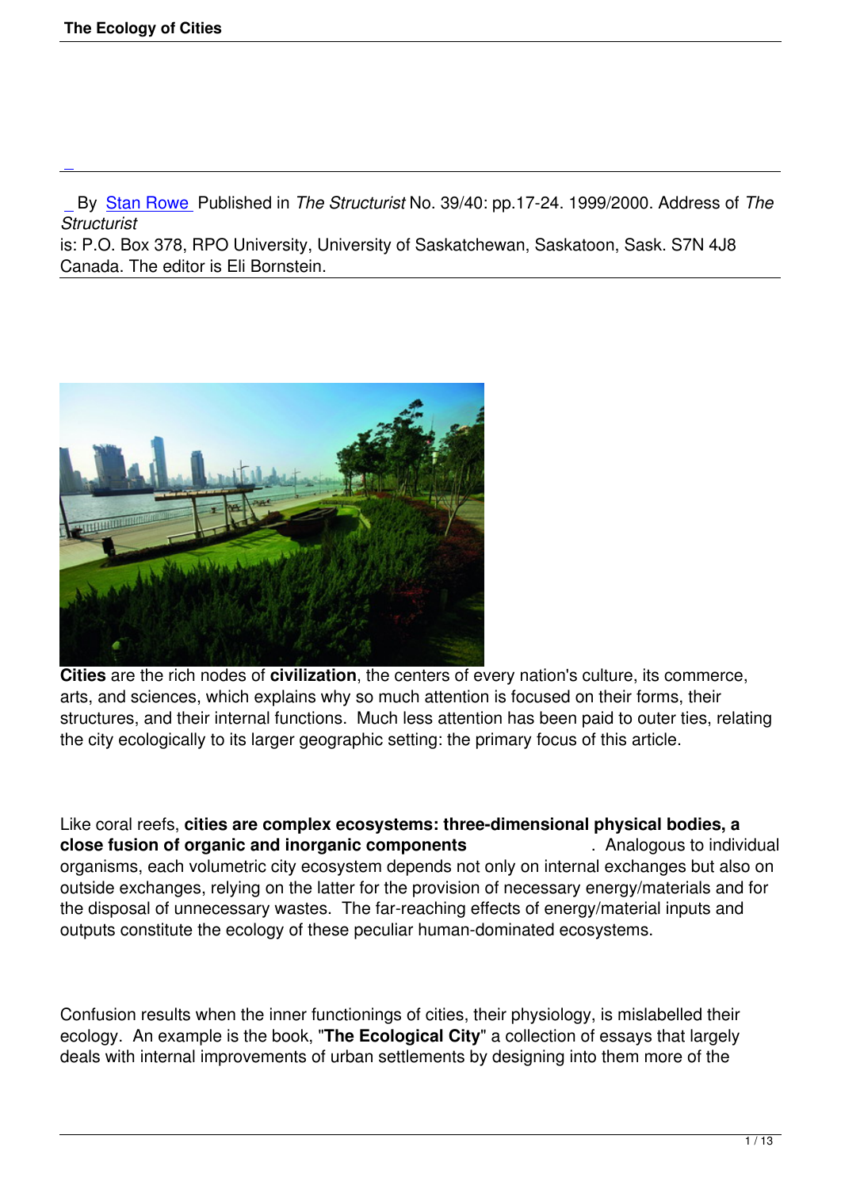By Stan Rowe Published in *The Structurist* No. 39/40: pp.17-24. 1999/2000. Address of *The Structurist* is: P.O. Box 378, RPO University, University of Saskatchewan, Saskatoon, Sask. S7N 4J8 Canada. The editor is Eli Bornstein.

**Cities** are the rich nodes of **civilization**, the centers of every nation's culture, its commerce, arts, and sciences, which explains why so much attention is focused on their forms, their structures, and their internal functions. Much less attention has been paid to outer ties, relating the city ecologically to its larger geographic setting: the primary focus of this article.

Like coral reefs, **cities are complex ecosystems: three-dimensional physical bodies, a close fusion of organic and inorganic components**. Analogous to individual organisms, each volumetric city ecosystem depends not only on internal exchanges but also on outside exchanges, relying on the latter for the provision of necessary energy/materials and for the disposal of unnecessary wastes. The far-reaching effects of energy/material inputs and outputs constitute the ecology of these peculiar human-dominated ecosystems.

Confusion results when the inner functionings of cities, their physiology, is mislabelled their ecology. An example is the book, "**The Ecological City**" a collection of essays that largely deals with internal improvements of urban settlements by designing into them more of the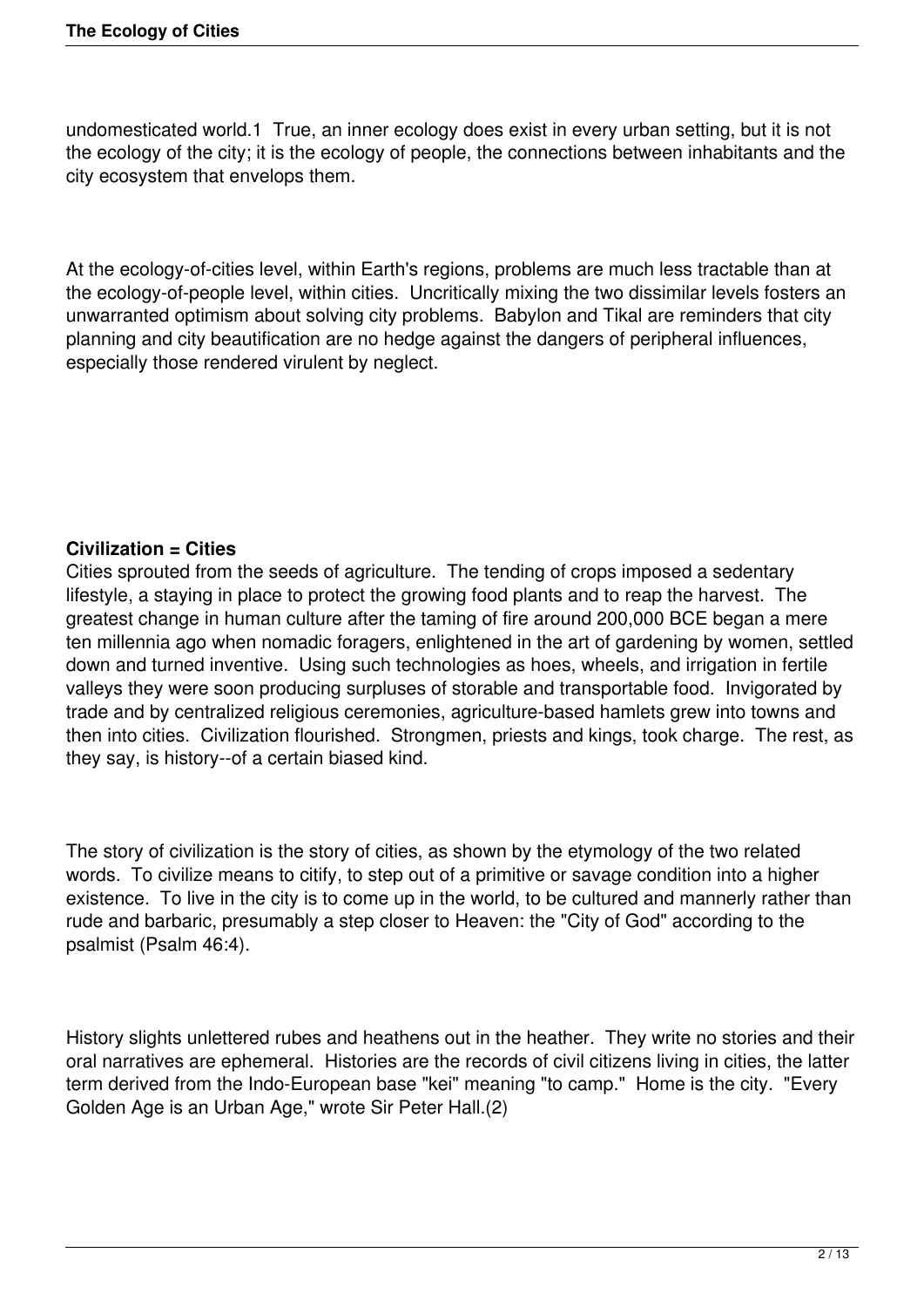undomesticated world.[1] True, an inner ecology does exist in every urban setting, but it is not the ecology of the city; it is the ecology of people, the connections between inhabitants and the city ecosystem that envelops them.

At the ecology-of-cities level, within Earth's regions, problems are much less tractable than at the ecology-of-people level, within cities. Uncritically mixing the two dissimilar levels fosters an unwarranted optimism about solving city problems. Babylon and Tikal are reminders that city planning and city beautification are no hedge against the dangers of peripheral influences, especially those rendered virulent by neglect.

**Civilization = Cities**

Cities sprouted from the seeds of agriculture. The tending of crops imposed a sedentary lifestyle, a staying in place to protect the growing food plants and to reap the harvest. The greatest change in human culture after the taming of fire around 200,000 BCE began a mere ten millennia ago when nomadic foragers, enlightened in the art of gardening by women, settled down and turned inventive. Using such technologies as hoes, wheels, and irrigation in fertile valleys they were soon producing surpluses of storable and transportable food. Invigorated by trade and by centralized religious ceremonies, agriculture-based hamlets grew into towns and then into cities. Civilization flourished. Strongmen, priests and kings, took charge. The rest, as they say, is history--of a certain biased kind.

The story of civilization is the story of cities, as shown by the etymology of the two related words. To civilize means to citify, to step out of a primitive or savage condition into a higher existence. To live in the city is to come up in the world, to be cultured and mannerly rather than rude and barbaric, presumably a step closer to Heaven: the "City of God" according to the psalmist (Psalm 46:4).

History slights unlettered rubes and heathens out in the heather. They write no stories and their oral narratives are ephemeral. Histories are the records of civil citizens living in cities, the latter term derived from the Indo-European base "kei" meaning "to camp." Home is the city. "Every Golden Age is an Urban Age," wrote Sir Peter Hall.(2)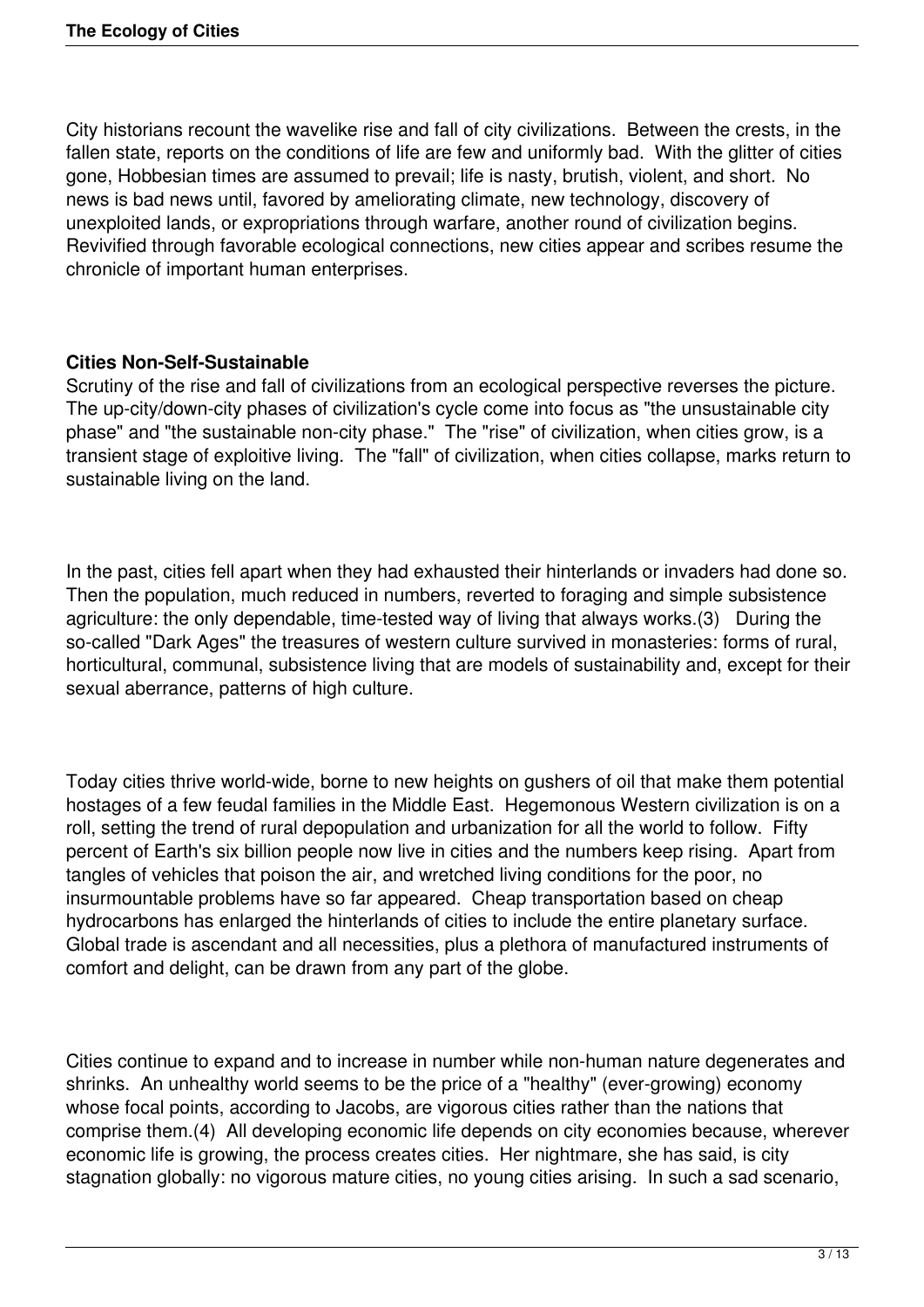City historians recount the wavelike rise and fall of city civilizations. Between the crests, in the fallen state, reports on the conditions of life are few and uniformly bad. With the glitter of cities gone, Hobbesian times are assumed to prevail; life is nasty, brutish, violent, and short. No news is bad news until, favored by ameliorating climate, new technology, discovery of unexploited lands, or expropriations through warfare, another round of civilization begins. Revivified through favorable ecological connections, new cities appear and scribes resume the chronicle of important human enterprises.

**Cities Non-Self-Sustainable**

Scrutiny of the rise and fall of civilizations from an ecological perspective reverses the picture. The up-city/down-city phases of civilization's cycle come into focus as "the unsustainable city phase" and "the sustainable non-city phase." The "rise" of civilization, when cities grow, is a transient stage of exploitive living. The "fall" of civilization, when cities collapse, marks return to sustainable living on the land.

In the past, cities fell apart when they had exhausted their hinterlands or invaders had done so. Then the population, much reduced in numbers, reverted to foraging and simple subsistence agriculture: the only dependable, time-tested way of living that always works.(3) During the so-called "Dark Ages" the treasures of western culture survived in monasteries: forms of rural, horticultural, communal, subsistence living that are models of sustainability and, except for their sexual aberrance, patterns of high culture.

Today cities thrive world-wide, borne to new heights on gushers of oil that make them potential hostages of a few feudal families in the Middle East. Hegemonous Western civilization is on a roll, setting the trend of rural depopulation and urbanization for all the world to follow. Fifty percent of Earth's six billion people now live in cities and the numbers keep rising. Apart from tangles of vehicles that poison the air, and wretched living conditions for the poor, no insurmountable problems have so far appeared. Cheap transportation based on cheap hydrocarbons has enlarged the hinterlands of cities to include the entire planetary surface. Global trade is ascendant and all necessities, plus a plethora of manufactured instruments of comfort and delight, can be drawn from any part of the globe.

Cities continue to expand and to increase in number while non-human nature degenerates and shrinks. An unhealthy world seems to be the price of a "healthy" (ever-growing) economy whose focal points, according to Jacobs, are vigorous cities rather than the nations that comprise them.(4) All developing economic life depends on city economies because, wherever economic life is growing, the process creates cities. Her nightmare, she has said, is city stagnation globally: no vigorous mature cities, no young cities arising. In such a sad scenario,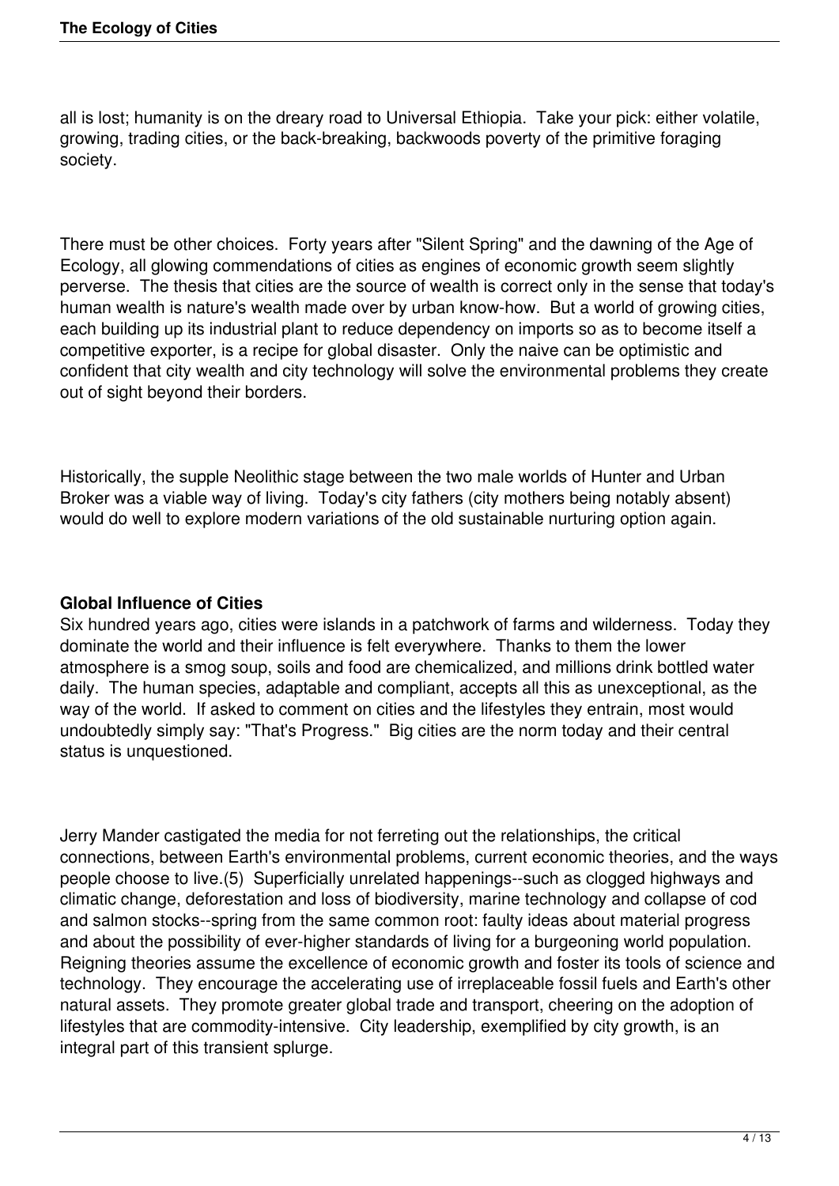all is lost; humanity is on the dreary road to Universal Ethiopia. Take your pick: either volatile, growing, trading cities, or the back-breaking, backwoods poverty of the primitive foraging society.

There must be other choices. Forty years after "Silent Spring" and the dawning of the Age of Ecology, all glowing commendations of cities as engines of economic growth seem slightly perverse. The thesis that cities are the source of wealth is correct only in the sense that today's human wealth is nature's wealth made over by urban know-how. But a world of growing cities, each building up its industrial plant to reduce dependency on imports so as to become itself a competitive exporter, is a recipe for global disaster. Only the naive can be optimistic and confident that city wealth and city technology will solve the environmental problems they create out of sight beyond their borders.

Historically, the supple Neolithic stage between the two male worlds of Hunter and Urban Broker was a viable way of living. Today's city fathers (city mothers being notably absent) would do well to explore modern variations of the old sustainable nurturing option again.

**Global Influence of Cities**

Six hundred years ago, cities were islands in a patchwork of farms and wilderness. Today they dominate the world and their influence is felt everywhere. Thanks to them the lower atmosphere is a smog soup, soils and food are chemicalized, and millions drink bottled water daily. The human species, adaptable and compliant, accepts all this as unexceptional, as the way of the world. If asked to comment on cities and the lifestyles they entrain, most would undoubtedly simply say: "That's Progress." Big cities are the norm today and their central status is unquestioned.

Jerry Mander castigated the media for not ferreting out the relationships, the critical connections, between Earth's environmental problems, current economic theories, and the ways people choose to live.(5) Superficially unrelated happenings--such as clogged highways and climatic change, deforestation and loss of biodiversity, marine technology and collapse of cod and salmon stocks--spring from the same common root: faulty ideas about material progress and about the possibility of ever-higher standards of living for a burgeoning world population. Reigning theories assume the excellence of economic growth and foster its tools of science and technology. They encourage the accelerating use of irreplaceable fossil fuels and Earth's other natural assets. They promote greater global trade and transport, cheering on the adoption of lifestyles that are commodity-intensive. City leadership, exemplified by city growth, is an integral part of this transient splurge.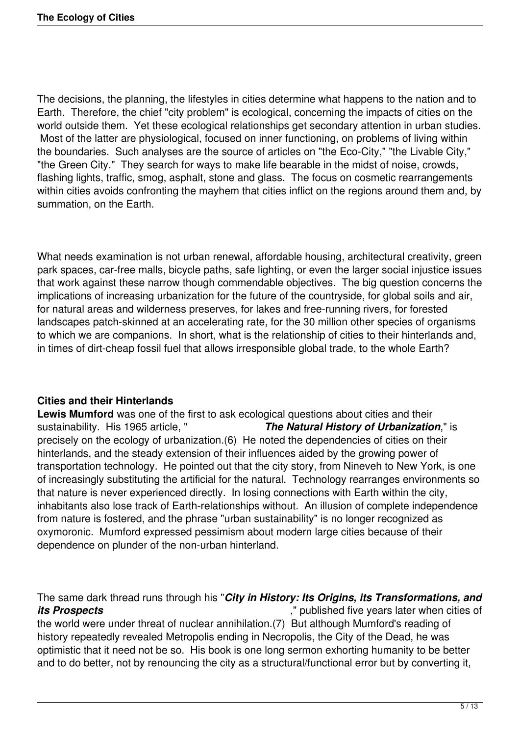The decisions, the planning, the lifestyles in cities determine what happens to the nation and to Earth. Therefore, the chief "city problem" is ecological, concerning the impacts of cities on the world outside them. Yet these ecological relationships get secondary attention in urban studies. Most of the latter are physiological, focused on inner functioning, on problems of living within the boundaries. Such analyses are the source of articles on "the Eco-City," "the Livable City," "the Green City." They search for ways to make life bearable in the midst of noise, crowds, flashing lights, traffic, smog, asphalt, stone and glass. The focus on cosmetic rearrangements within cities avoids confronting the mayhem that cities inflict on the regions around them and, by summation, on the Earth.

What needs examination is not urban renewal, affordable housing, architectural creativity, green park spaces, car-free malls, bicycle paths, safe lighting, or even the larger social injustice issues that work against these narrow though commendable objectives. The big question concerns the implications of increasing urbanization for the future of the countryside, for global soils and air, for natural areas and wilderness preserves, for lakes and free-running rivers, for forested landscapes patch-skinned at an accelerating rate, for the 30 million other species of organisms to which we are companions. In short, what is the relationship of cities to their hinterlands and, in times of dirt-cheap fossil fuel that allows irresponsible global trade, to the whole Earth?

**Cities and their Hinterlands**

**Lewis Mumford** was one of the first to ask ecological questions about cities and their sustainability. His 1965 article, "***The Natural History of Urbanization***," is precisely on the ecology of urbanization.(6) He noted the dependencies of cities on their hinterlands, and the steady extension of their influences aided by the growing power of transportation technology. He pointed out that the city story, from Nineveh to New York, is one of increasingly substituting the artificial for the natural. Technology rearranges environments so that nature is never experienced directly. In losing connections with Earth within the city, inhabitants also lose track of Earth-relationships without. An illusion of complete independence from nature is fostered, and the phrase "urban sustainability" is no longer recognized as oxymoronic. Mumford expressed pessimism about modern large cities because of their dependence on plunder of the non-urban hinterland.

The same dark thread runs through his "***City in History: Its Origins, its Transformations, and its Prospects***," published five years later when cities of the world were under threat of nuclear annihilation.(7) But although Mumford's reading of history repeatedly revealed Metropolis ending in Necropolis, the City of the Dead, he was optimistic that it need not be so. His book is one long sermon exhorting humanity to be better and to do better, not by renouncing the city as a structural/functional error but by converting it,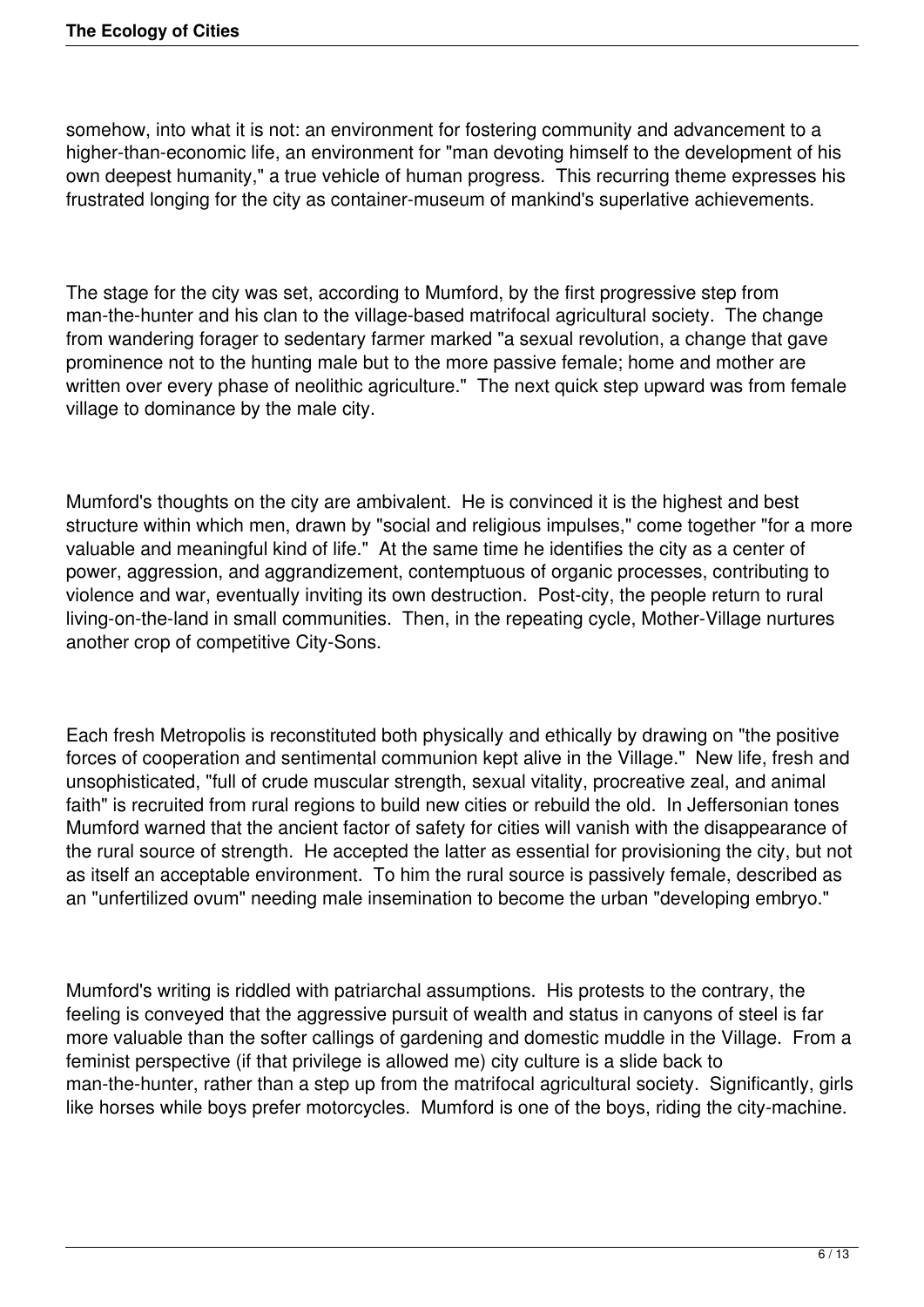somehow, into what it is not: an environment for fostering community and advancement to a higher-than-economic life, an environment for "man devoting himself to the development of his own deepest humanity," a true vehicle of human progress. This recurring theme expresses his frustrated longing for the city as container-museum of mankind's superlative achievements.

The stage for the city was set, according to Mumford, by the first progressive step from man-the-hunter and his clan to the village-based matrifocal agricultural society. The change from wandering forager to sedentary farmer marked "a sexual revolution, a change that gave prominence not to the hunting male but to the more passive female; home and mother are written over every phase of neolithic agriculture." The next quick step upward was from female village to dominance by the male city.

Mumford's thoughts on the city are ambivalent. He is convinced it is the highest and best structure within which men, drawn by "social and religious impulses," come together "for a more valuable and meaningful kind of life." At the same time he identifies the city as a center of power, aggression, and aggrandizement, contemptuous of organic processes, contributing to violence and war, eventually inviting its own destruction. Post-city, the people return to rural living-on-the-land in small communities. Then, in the repeating cycle, Mother-Village nurtures another crop of competitive City-Sons.

Each fresh Metropolis is reconstituted both physically and ethically by drawing on "the positive forces of cooperation and sentimental communion kept alive in the Village." New life, fresh and unsophisticated, "full of crude muscular strength, sexual vitality, procreative zeal, and animal faith" is recruited from rural regions to build new cities or rebuild the old. In Jeffersonian tones Mumford warned that the ancient factor of safety for cities will vanish with the disappearance of the rural source of strength. He accepted the latter as essential for provisioning the city, but not as itself an acceptable environment. To him the rural source is passively female, described as an "unfertilized ovum" needing male insemination to become the urban "developing embryo."

Mumford's writing is riddled with patriarchal assumptions. His protests to the contrary, the feeling is conveyed that the aggressive pursuit of wealth and status in canyons of steel is far more valuable than the softer callings of gardening and domestic muddle in the Village. From a feminist perspective (if that privilege is allowed me) city culture is a slide back to man-the-hunter, rather than a step up from the matrifocal agricultural society. Significantly, girls like horses while boys prefer motorcycles. Mumford is one of the boys, riding the city-machine.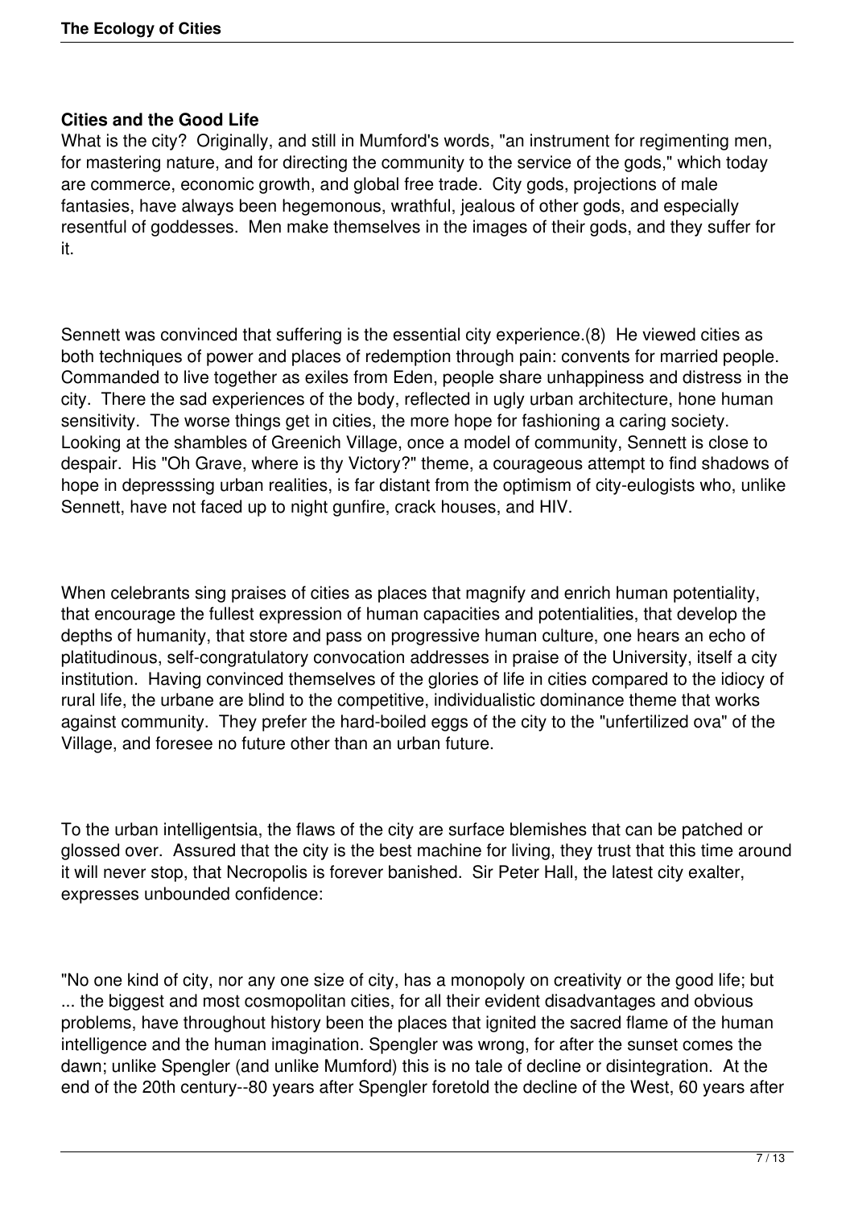**Cities and the Good Life**

What is the city? Originally, and still in Mumford's words, "an instrument for regimenting men, for mastering nature, and for directing the community to the service of the gods," which today are commerce, economic growth, and global free trade. City gods, projections of male fantasies, have always been hegemonous, wrathful, jealous of other gods, and especially resentful of goddesses. Men make themselves in the images of their gods, and they suffer for it.

Sennett was convinced that suffering is the essential city experience.(8) He viewed cities as both techniques of power and places of redemption through pain: convents for married people. Commanded to live together as exiles from Eden, people share unhappiness and distress in the city. There the sad experiences of the body, reflected in ugly urban architecture, hone human sensitivity. The worse things get in cities, the more hope for fashioning a caring society. Looking at the shambles of Greenich Village, once a model of community, Sennett is close to despair. His "Oh Grave, where is thy Victory?" theme, a courageous attempt to find shadows of hope in depresssing urban realities, is far distant from the optimism of city-eulogists who, unlike Sennett, have not faced up to night gunfire, crack houses, and HIV.

When celebrants sing praises of cities as places that magnify and enrich human potentiality, that encourage the fullest expression of human capacities and potentialities, that develop the depths of humanity, that store and pass on progressive human culture, one hears an echo of platitudinous, self-congratulatory convocation addresses in praise of the University, itself a city institution. Having convinced themselves of the glories of life in cities compared to the idiocy of rural life, the urbane are blind to the competitive, individualistic dominance theme that works against community. They prefer the hard-boiled eggs of the city to the "unfertilized ova" of the Village, and foresee no future other than an urban future.

To the urban intelligentsia, the flaws of the city are surface blemishes that can be patched or glossed over. Assured that the city is the best machine for living, they trust that this time around it will never stop, that Necropolis is forever banished. Sir Peter Hall, the latest city exalter, expresses unbounded confidence:

"No one kind of city, nor any one size of city, has a monopoly on creativity or the good life; but ... the biggest and most cosmopolitan cities, for all their evident disadvantages and obvious problems, have throughout history been the places that ignited the sacred flame of the human intelligence and the human imagination. Spengler was wrong, for after the sunset comes the dawn; unlike Spengler (and unlike Mumford) this is no tale of decline or disintegration. At the end of the 20th century--80 years after Spengler foretold the decline of the West, 60 years after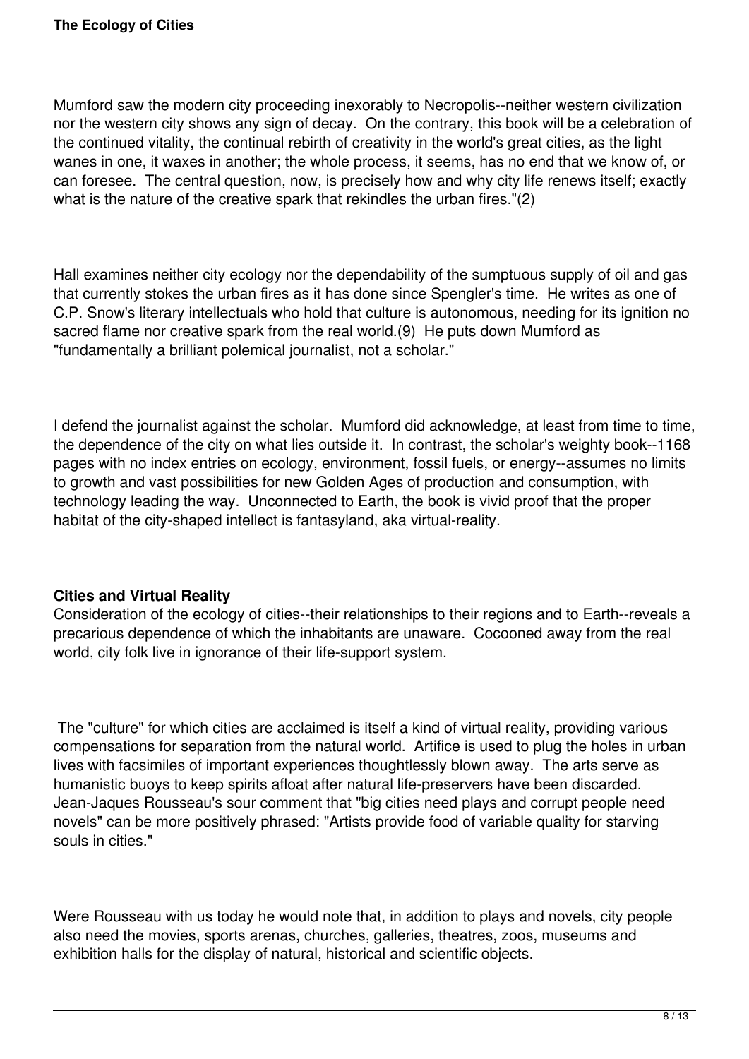Mumford saw the modern city proceeding inexorably to Necropolis--neither western civilization nor the western city shows any sign of decay. On the contrary, this book will be a celebration of the continued vitality, the continual rebirth of creativity in the world's great cities, as the light wanes in one, it waxes in another; the whole process, it seems, has no end that we know of, or can foresee. The central question, now, is precisely how and why city life renews itself; exactly what is the nature of the creative spark that rekindles the urban fires."(2)

Hall examines neither city ecology nor the dependability of the sumptuous supply of oil and gas that currently stokes the urban fires as it has done since Spengler's time. He writes as one of C.P. Snow's literary intellectuals who hold that culture is autonomous, needing for its ignition no sacred flame nor creative spark from the real world.(9) He puts down Mumford as "fundamentally a brilliant polemical journalist, not a scholar."

I defend the journalist against the scholar. Mumford did acknowledge, at least from time to time, the dependence of the city on what lies outside it. In contrast, the scholar's weighty book--1168 pages with no index entries on ecology, environment, fossil fuels, or energy--assumes no limits to growth and vast possibilities for new Golden Ages of production and consumption, with technology leading the way. Unconnected to Earth, the book is vivid proof that the proper habitat of the city-shaped intellect is fantasyland, aka virtual-reality.

**Cities and Virtual Reality**

Consideration of the ecology of cities--their relationships to their regions and to Earth--reveals a precarious dependence of which the inhabitants are unaware. Cocooned away from the real world, city folk live in ignorance of their life-support system.

The "culture" for which cities are acclaimed is itself a kind of virtual reality, providing various compensations for separation from the natural world. Artifice is used to plug the holes in urban lives with facsimiles of important experiences thoughtlessly blown away. The arts serve as humanistic buoys to keep spirits afloat after natural life-preservers have been discarded. Jean-Jaques Rousseau's sour comment that "big cities need plays and corrupt people need novels" can be more positively phrased: "Artists provide food of variable quality for starving souls in cities."

Were Rousseau with us today he would note that, in addition to plays and novels, city people also need the movies, sports arenas, churches, galleries, theatres, zoos, museums and exhibition halls for the display of natural, historical and scientific objects.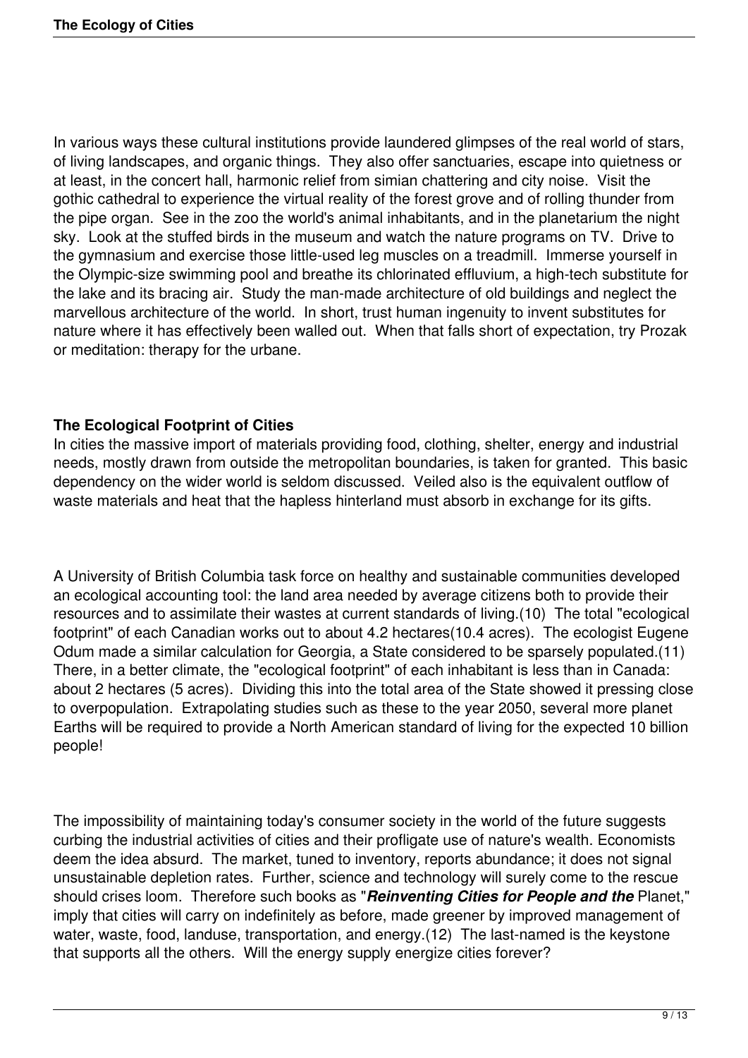In various ways these cultural institutions provide laundered glimpses of the real world of stars, of living landscapes, and organic things. They also offer sanctuaries, escape into quietness or at least, in the concert hall, harmonic relief from simian chattering and city noise. Visit the gothic cathedral to experience the virtual reality of the forest grove and of rolling thunder from the pipe organ. See in the zoo the world's animal inhabitants, and in the planetarium the night sky. Look at the stuffed birds in the museum and watch the nature programs on TV. Drive to the gymnasium and exercise those little-used leg muscles on a treadmill. Immerse yourself in the Olympic-size swimming pool and breathe its chlorinated effluvium, a high-tech substitute for the lake and its bracing air. Study the man-made architecture of old buildings and neglect the marvellous architecture of the world. In short, trust human ingenuity to invent substitutes for nature where it has effectively been walled out. When that falls short of expectation, try Prozak or meditation: therapy for the urbane.

**The Ecological Footprint of Cities**

In cities the massive import of materials providing food, clothing, shelter, energy and industrial needs, mostly drawn from outside the metropolitan boundaries, is taken for granted. This basic dependency on the wider world is seldom discussed. Veiled also is the equivalent outflow of waste materials and heat that the hapless hinterland must absorb in exchange for its gifts.

A University of British Columbia task force on healthy and sustainable communities developed an ecological accounting tool: the land area needed by average citizens both to provide their resources and to assimilate their wastes at current standards of living.(10) The total "ecological footprint" of each Canadian works out to about 4.2 hectares(10.4 acres). The ecologist Eugene Odum made a similar calculation for Georgia, a State considered to be sparsely populated.(11) There, in a better climate, the "ecological footprint" of each inhabitant is less than in Canada: about 2 hectares (5 acres). Dividing this into the total area of the State showed it pressing close to overpopulation. Extrapolating studies such as these to the year 2050, several more planet Earths will be required to provide a North American standard of living for the expected 10 billion people!

The impossibility of maintaining today's consumer society in the world of the future suggests curbing the industrial activities of cities and their profligate use of nature's wealth. Economists deem the idea absurd. The market, tuned to inventory, reports abundance; it does not signal unsustainable depletion rates. Further, science and technology will surely come to the rescue should crises loom. Therefore such books as "***Reinventing Cities for People and the*** Planet," imply that cities will carry on indefinitely as before, made greener by improved management of water, waste, food, landuse, transportation, and energy.(12) The last-named is the keystone that supports all the others. Will the energy supply energize cities forever?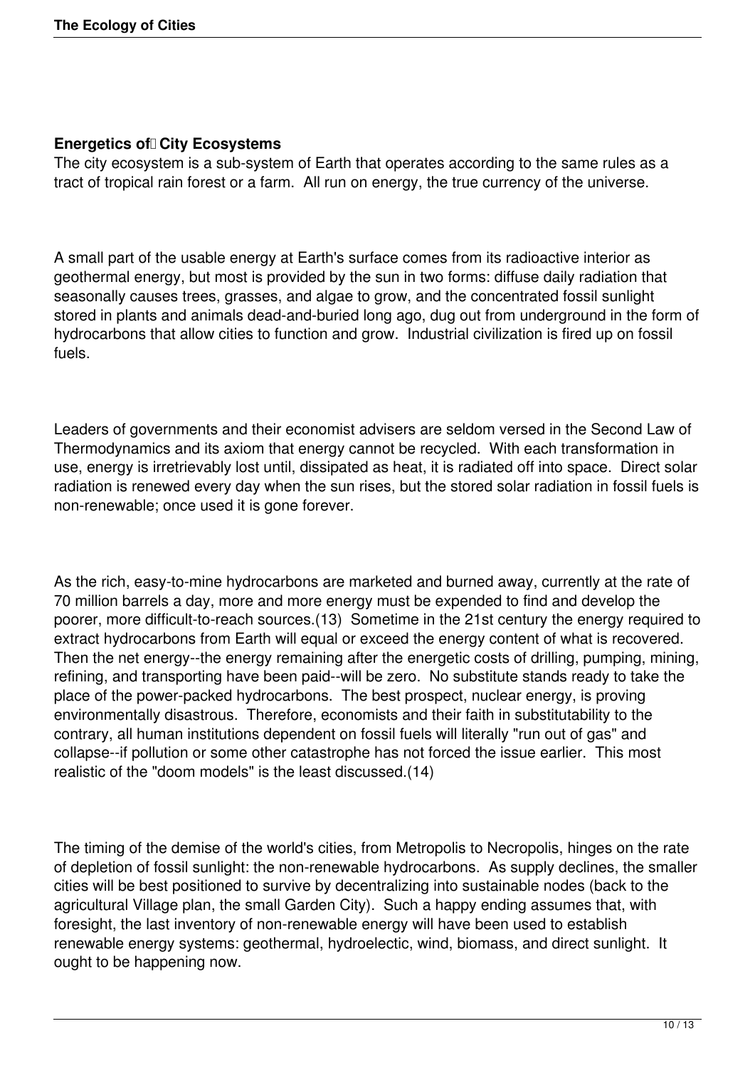**Energetics of City Ecosystems**

The city ecosystem is a sub-system of Earth that operates according to the same rules as a tract of tropical rain forest or a farm. All run on energy, the true currency of the universe.

A small part of the usable energy at Earth's surface comes from its radioactive interior as geothermal energy, but most is provided by the sun in two forms: diffuse daily radiation that seasonally causes trees, grasses, and algae to grow, and the concentrated fossil sunlight stored in plants and animals dead-and-buried long ago, dug out from underground in the form of hydrocarbons that allow cities to function and grow. Industrial civilization is fired up on fossil fuels.

Leaders of governments and their economist advisers are seldom versed in the Second Law of Thermodynamics and its axiom that energy cannot be recycled. With each transformation in use, energy is irretrievably lost until, dissipated as heat, it is radiated off into space. Direct solar radiation is renewed every day when the sun rises, but the stored solar radiation in fossil fuels is non-renewable; once used it is gone forever.

As the rich, easy-to-mine hydrocarbons are marketed and burned away, currently at the rate of 70 million barrels a day, more and more energy must be expended to find and develop the poorer, more difficult-to-reach sources.(13) Sometime in the 21st century the energy required to extract hydrocarbons from Earth will equal or exceed the energy content of what is recovered. Then the net energy--the energy remaining after the energetic costs of drilling, pumping, mining, refining, and transporting have been paid--will be zero. No substitute stands ready to take the place of the power-packed hydrocarbons. The best prospect, nuclear energy, is proving environmentally disastrous. Therefore, economists and their faith in substitutability to the contrary, all human institutions dependent on fossil fuels will literally "run out of gas" and collapse--if pollution or some other catastrophe has not forced the issue earlier. This most realistic of the "doom models" is the least discussed.(14)

The timing of the demise of the world's cities, from Metropolis to Necropolis, hinges on the rate of depletion of fossil sunlight: the non-renewable hydrocarbons. As supply declines, the smaller cities will be best positioned to survive by decentralizing into sustainable nodes (back to the agricultural Village plan, the small Garden City). Such a happy ending assumes that, with foresight, the last inventory of non-renewable energy will have been used to establish renewable energy systems: geothermal, hydroelectic, wind, biomass, and direct sunlight. It ought to be happening now.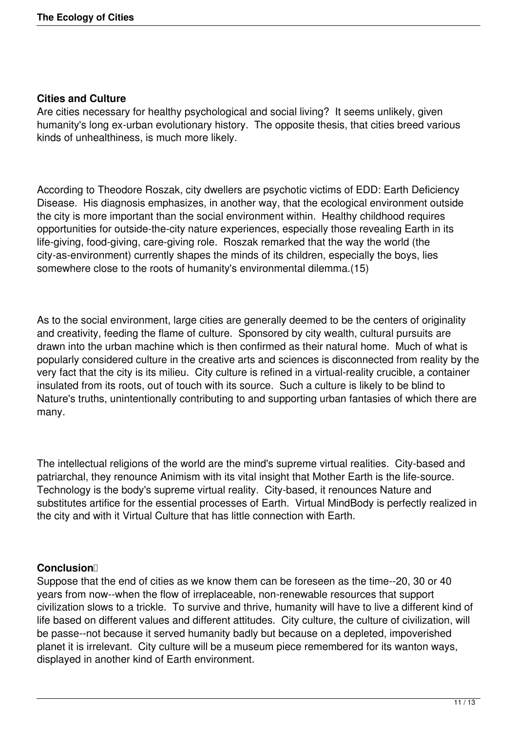**Cities and Culture**

Are cities necessary for healthy psychological and social living? It seems unlikely, given humanity's long ex-urban evolutionary history. The opposite thesis, that cities breed various kinds of unhealthiness, is much more likely.

According to Theodore Roszak, city dwellers are psychotic victims of EDD: Earth Deficiency Disease. His diagnosis emphasizes, in another way, that the ecological environment outside the city is more important than the social environment within. Healthy childhood requires opportunities for outside-the-city nature experiences, especially those revealing Earth in its life-giving, food-giving, care-giving role. Roszak remarked that the way the world (the city-as-environment) currently shapes the minds of its children, especially the boys, lies somewhere close to the roots of humanity's environmental dilemma.(15)

As to the social environment, large cities are generally deemed to be the centers of originality and creativity, feeding the flame of culture. Sponsored by city wealth, cultural pursuits are drawn into the urban machine which is then confirmed as their natural home. Much of what is popularly considered culture in the creative arts and sciences is disconnected from reality by the very fact that the city is its milieu. City culture is refined in a virtual-reality crucible, a container insulated from its roots, out of touch with its source. Such a culture is likely to be blind to Nature's truths, unintentionally contributing to and supporting urban fantasies of which there are many.

The intellectual religions of the world are the mind's supreme virtual realities. City-based and patriarchal, they renounce Animism with its vital insight that Mother Earth is the life-source. Technology is the body's supreme virtual reality. City-based, it renounces Nature and substitutes artifice for the essential processes of Earth. Virtual MindBody is perfectly realized in the city and with it Virtual Culture that has little connection with Earth.

**Conclusion**

Suppose that the end of cities as we know them can be foreseen as the time--20, 30 or 40 years from now--when the flow of irreplaceable, non-renewable resources that support civilization slows to a trickle. To survive and thrive, humanity will have to live a different kind of life based on different values and different attitudes. City culture, the culture of civilization, will be passe--not because it served humanity badly but because on a depleted, impoverished planet it is irrelevant. City culture will be a museum piece remembered for its wanton ways, displayed in another kind of Earth environment.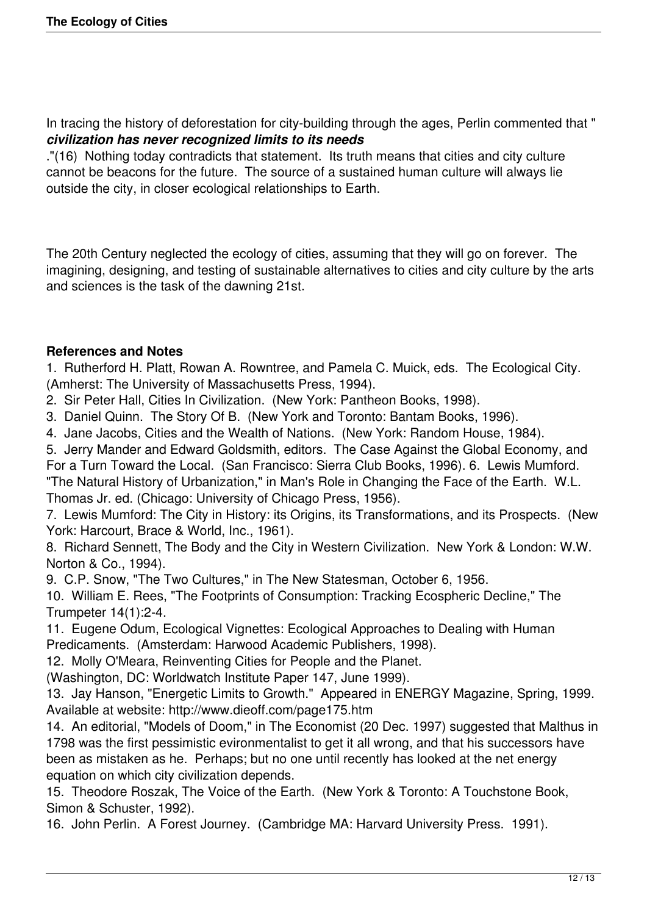In tracing the history of deforestation for city-building through the ages, Perlin commented that "***civilization has never recognized limits to its needs***."(16) Nothing today contradicts that statement. Its truth means that cities and city culture cannot be beacons for the future. The source of a sustained human culture will always lie outside the city, in closer ecological relationships to Earth.

The 20th Century neglected the ecology of cities, assuming that they will go on forever. The imagining, designing, and testing of sustainable alternatives to cities and city culture by the arts and sciences is the task of the dawning 21st.

**References and Notes**

1. Rutherford H. Platt, Rowan A. Rowntree, and Pamela C. Muick, eds. The Ecological City. (Amherst: The University of Massachusetts Press, 1994).
2. Sir Peter Hall, Cities In Civilization. (New York: Pantheon Books, 1998).
3. Daniel Quinn. The Story Of B. (New York and Toronto: Bantam Books, 1996).
4. Jane Jacobs, Cities and the Wealth of Nations. (New York: Random House, 1984).
5. Jerry Mander and Edward Goldsmith, editors. The Case Against the Global Economy, and For a Turn Toward the Local. (San Francisco: Sierra Club Books, 1996). 6. Lewis Mumford. "The Natural History of Urbanization," in Man's Role in Changing the Face of the Earth. W.L. Thomas Jr. ed. (Chicago: University of Chicago Press, 1956).
7. Lewis Mumford: The City in History: its Origins, its Transformations, and its Prospects. (New York: Harcourt, Brace & World, Inc., 1961).
8. Richard Sennett, The Body and the City in Western Civilization. New York & London: W.W. Norton & Co., 1994).
9. C.P. Snow, "The Two Cultures," in The New Statesman, October 6, 1956.
10. William E. Rees, "The Footprints of Consumption: Tracking Ecospheric Decline," The Trumpeter 14(1):2-4.
11. Eugene Odum, Ecological Vignettes: Ecological Approaches to Dealing with Human Predicaments. (Amsterdam: Harwood Academic Publishers, 1998).
12. Molly O'Meara, Reinventing Cities for People and the Planet. (Washington, DC: Worldwatch Institute Paper 147, June 1999).
13. Jay Hanson, "Energetic Limits to Growth." Appeared in ENERGY Magazine, Spring, 1999. Available at website: http://www.dieoff.com/page175.htm
14. An editorial, "Models of Doom," in The Economist (20 Dec. 1997) suggested that Malthus in 1798 was the first pessimistic evironmentalist to get it all wrong, and that his successors have been as mistaken as he. Perhaps; but no one until recently has looked at the net energy equation on which city civilization depends.
15. Theodore Roszak, The Voice of the Earth. (New York & Toronto: A Touchstone Book, Simon & Schuster, 1992).
16. John Perlin. A Forest Journey. (Cambridge MA: Harvard University Press. 1991).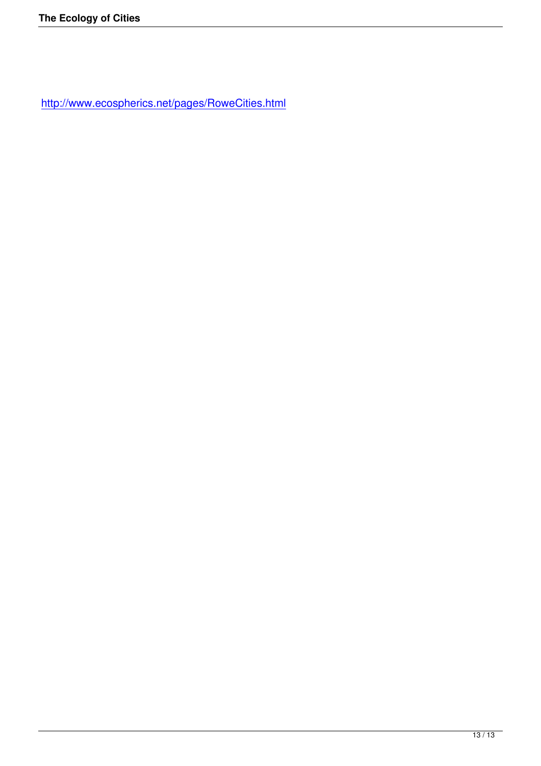http://www.ecospherics.net/pages/RoweCities.html